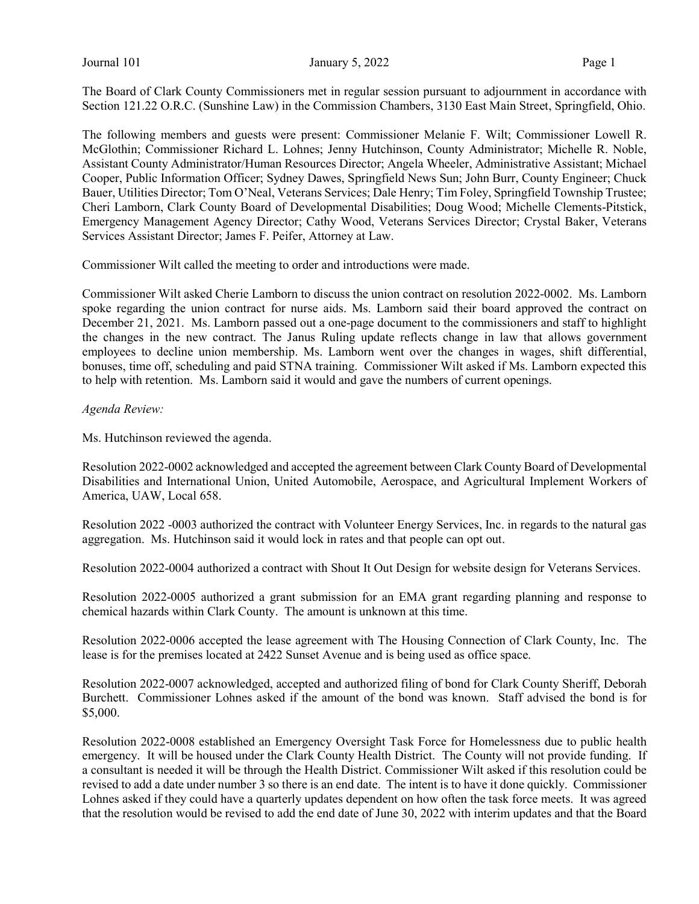The Board of Clark County Commissioners met in regular session pursuant to adjournment in accordance with Section 121.22 O.R.C. (Sunshine Law) in the Commission Chambers, 3130 East Main Street, Springfield, Ohio.

The following members and guests were present: Commissioner Melanie F. Wilt; Commissioner Lowell R. McGlothin; Commissioner Richard L. Lohnes; Jenny Hutchinson, County Administrator; Michelle R. Noble, Assistant County Administrator/Human Resources Director; Angela Wheeler, Administrative Assistant; Michael Cooper, Public Information Officer; Sydney Dawes, Springfield News Sun; John Burr, County Engineer; Chuck Bauer, Utilities Director; Tom O'Neal, Veterans Services; Dale Henry; Tim Foley, Springfield Township Trustee; Cheri Lamborn, Clark County Board of Developmental Disabilities; Doug Wood; Michelle Clements-Pitstick, Emergency Management Agency Director; Cathy Wood, Veterans Services Director; Crystal Baker, Veterans Services Assistant Director; James F. Peifer, Attorney at Law.

Commissioner Wilt called the meeting to order and introductions were made.

Commissioner Wilt asked Cherie Lamborn to discuss the union contract on resolution 2022-0002. Ms. Lamborn spoke regarding the union contract for nurse aids. Ms. Lamborn said their board approved the contract on December 21, 2021. Ms. Lamborn passed out a one-page document to the commissioners and staff to highlight the changes in the new contract. The Janus Ruling update reflects change in law that allows government employees to decline union membership. Ms. Lamborn went over the changes in wages, shift differential, bonuses, time off, scheduling and paid STNA training. Commissioner Wilt asked if Ms. Lamborn expected this to help with retention. Ms. Lamborn said it would and gave the numbers of current openings.

*Agenda Review:*

Ms. Hutchinson reviewed the agenda.

Resolution 2022-0002 acknowledged and accepted the agreement between Clark County Board of Developmental Disabilities and International Union, United Automobile, Aerospace, and Agricultural Implement Workers of America, UAW, Local 658.

Resolution 2022 -0003 authorized the contract with Volunteer Energy Services, Inc. in regards to the natural gas aggregation. Ms. Hutchinson said it would lock in rates and that people can opt out.

Resolution 2022-0004 authorized a contract with Shout It Out Design for website design for Veterans Services.

Resolution 2022-0005 authorized a grant submission for an EMA grant regarding planning and response to chemical hazards within Clark County. The amount is unknown at this time.

Resolution 2022-0006 accepted the lease agreement with The Housing Connection of Clark County, Inc. The lease is for the premises located at 2422 Sunset Avenue and is being used as office space.

Resolution 2022-0007 acknowledged, accepted and authorized filing of bond for Clark County Sheriff, Deborah Burchett. Commissioner Lohnes asked if the amount of the bond was known. Staff advised the bond is for $5,000.

Resolution 2022-0008 established an Emergency Oversight Task Force for Homelessness due to public health emergency. It will be housed under the Clark County Health District. The County will not provide funding. If a consultant is needed it will be through the Health District. Commissioner Wilt asked if this resolution could be revised to add a date under number 3 so there is an end date. The intent is to have it done quickly. Commissioner Lohnes asked if they could have a quarterly updates dependent on how often the task force meets. It was agreed that the resolution would be revised to add the end date of June 30, 2022 with interim updates and that the Board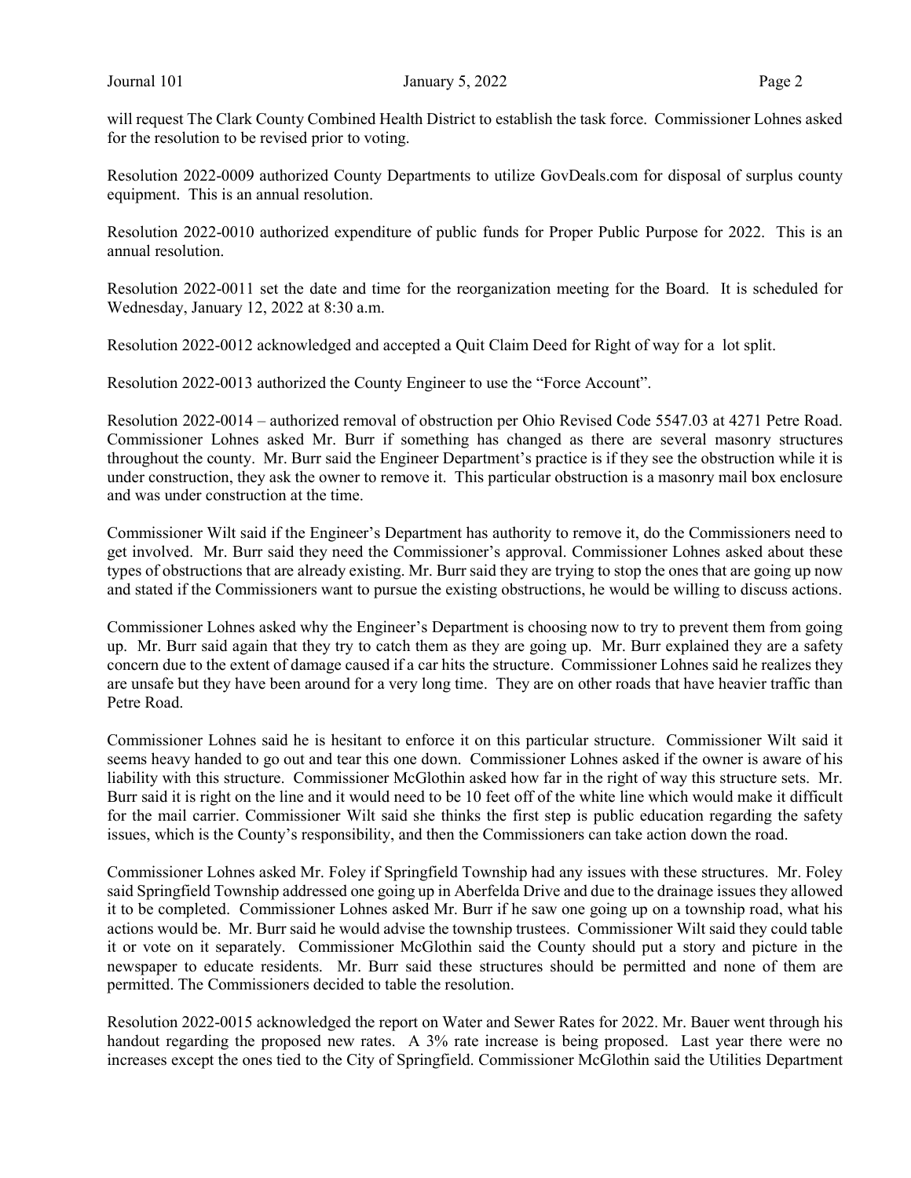will request The Clark County Combined Health District to establish the task force. Commissioner Lohnes asked for the resolution to be revised prior to voting.

Resolution 2022-0009 authorized County Departments to utilize GovDeals.com for disposal of surplus county equipment. This is an annual resolution.

Resolution 2022-0010 authorized expenditure of public funds for Proper Public Purpose for 2022. This is an annual resolution.

Resolution 2022-0011 set the date and time for the reorganization meeting for the Board. It is scheduled for Wednesday, January 12, 2022 at 8:30 a.m.

Resolution 2022-0012 acknowledged and accepted a Quit Claim Deed for Right of way for a lot split.

Resolution 2022-0013 authorized the County Engineer to use the "Force Account".

Resolution 2022-0014 – authorized removal of obstruction per Ohio Revised Code 5547.03 at 4271 Petre Road. Commissioner Lohnes asked Mr. Burr if something has changed as there are several masonry structures throughout the county. Mr. Burr said the Engineer Department's practice is if they see the obstruction while it is under construction, they ask the owner to remove it. This particular obstruction is a masonry mail box enclosure and was under construction at the time.

Commissioner Wilt said if the Engineer's Department has authority to remove it, do the Commissioners need to get involved. Mr. Burr said they need the Commissioner's approval. Commissioner Lohnes asked about these types of obstructions that are already existing. Mr. Burr said they are trying to stop the ones that are going up now and stated if the Commissioners want to pursue the existing obstructions, he would be willing to discuss actions.

Commissioner Lohnes asked why the Engineer's Department is choosing now to try to prevent them from going up. Mr. Burr said again that they try to catch them as they are going up. Mr. Burr explained they are a safety concern due to the extent of damage caused if a car hits the structure. Commissioner Lohnes said he realizes they are unsafe but they have been around for a very long time. They are on other roads that have heavier traffic than Petre Road.

Commissioner Lohnes said he is hesitant to enforce it on this particular structure. Commissioner Wilt said it seems heavy handed to go out and tear this one down. Commissioner Lohnes asked if the owner is aware of his liability with this structure. Commissioner McGlothin asked how far in the right of way this structure sets. Mr. Burr said it is right on the line and it would need to be 10 feet off of the white line which would make it difficult for the mail carrier. Commissioner Wilt said she thinks the first step is public education regarding the safety issues, which is the County's responsibility, and then the Commissioners can take action down the road.

Commissioner Lohnes asked Mr. Foley if Springfield Township had any issues with these structures. Mr. Foley said Springfield Township addressed one going up in Aberfelda Drive and due to the drainage issues they allowed it to be completed. Commissioner Lohnes asked Mr. Burr if he saw one going up on a township road, what his actions would be. Mr. Burr said he would advise the township trustees. Commissioner Wilt said they could table it or vote on it separately. Commissioner McGlothin said the County should put a story and picture in the newspaper to educate residents. Mr. Burr said these structures should be permitted and none of them are permitted. The Commissioners decided to table the resolution.

Resolution 2022-0015 acknowledged the report on Water and Sewer Rates for 2022. Mr. Bauer went through his handout regarding the proposed new rates. A 3% rate increase is being proposed. Last year there were no increases except the ones tied to the City of Springfield. Commissioner McGlothin said the Utilities Department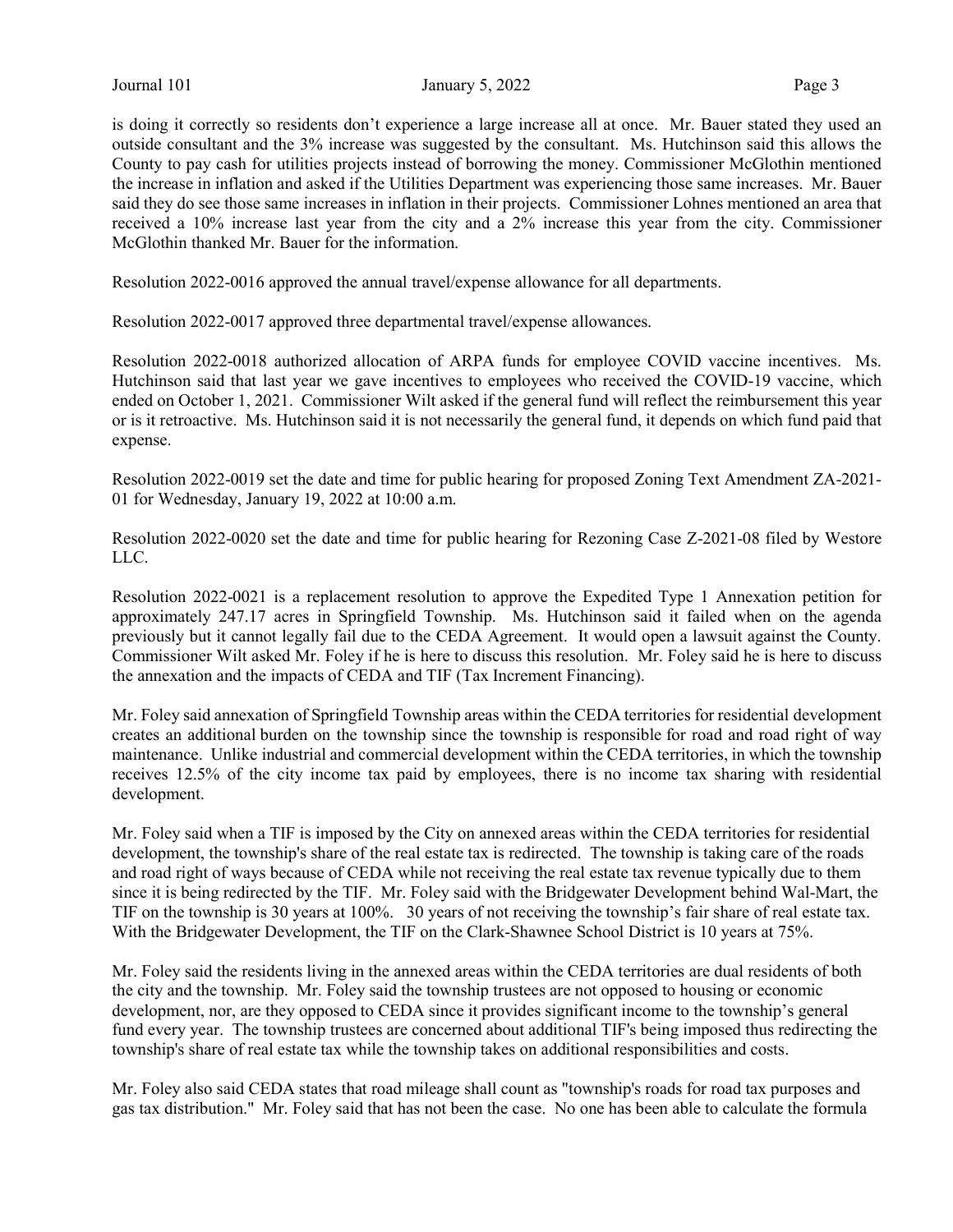is doing it correctly so residents don't experience a large increase all at once. Mr. Bauer stated they used an outside consultant and the 3% increase was suggested by the consultant. Ms. Hutchinson said this allows the County to pay cash for utilities projects instead of borrowing the money. Commissioner McGlothin mentioned the increase in inflation and asked if the Utilities Department was experiencing those same increases. Mr. Bauer said they do see those same increases in inflation in their projects. Commissioner Lohnes mentioned an area that received a 10% increase last year from the city and a 2% increase this year from the city. Commissioner McGlothin thanked Mr. Bauer for the information.

Resolution 2022-0016 approved the annual travel/expense allowance for all departments.

Resolution 2022-0017 approved three departmental travel/expense allowances.

Resolution 2022-0018 authorized allocation of ARPA funds for employee COVID vaccine incentives. Ms. Hutchinson said that last year we gave incentives to employees who received the COVID-19 vaccine, which ended on October 1, 2021. Commissioner Wilt asked if the general fund will reflect the reimbursement this year or is it retroactive. Ms. Hutchinson said it is not necessarily the general fund, it depends on which fund paid that expense.

Resolution 2022-0019 set the date and time for public hearing for proposed Zoning Text Amendment ZA-2021-01 for Wednesday, January 19, 2022 at 10:00 a.m.

Resolution 2022-0020 set the date and time for public hearing for Rezoning Case Z-2021-08 filed by Westore LLC.

Resolution 2022-0021 is a replacement resolution to approve the Expedited Type 1 Annexation petition for approximately 247.17 acres in Springfield Township. Ms. Hutchinson said it failed when on the agenda previously but it cannot legally fail due to the CEDA Agreement. It would open a lawsuit against the County. Commissioner Wilt asked Mr. Foley if he is here to discuss this resolution. Mr. Foley said he is here to discuss the annexation and the impacts of CEDA and TIF (Tax Increment Financing).

Mr. Foley said annexation of Springfield Township areas within the CEDA territories for residential development creates an additional burden on the township since the township is responsible for road and road right of way maintenance. Unlike industrial and commercial development within the CEDA territories, in which the township receives 12.5% of the city income tax paid by employees, there is no income tax sharing with residential development.

Mr. Foley said when a TIF is imposed by the City on annexed areas within the CEDA territories for residential development, the township's share of the real estate tax is redirected. The township is taking care of the roads and road right of ways because of CEDA while not receiving the real estate tax revenue typically due to them since it is being redirected by the TIF. Mr. Foley said with the Bridgewater Development behind Wal-Mart, the TIF on the township is 30 years at 100%. 30 years of not receiving the township's fair share of real estate tax. With the Bridgewater Development, the TIF on the Clark-Shawnee School District is 10 years at 75%.

Mr. Foley said the residents living in the annexed areas within the CEDA territories are dual residents of both the city and the township. Mr. Foley said the township trustees are not opposed to housing or economic development, nor, are they opposed to CEDA since it provides significant income to the township's general fund every year. The township trustees are concerned about additional TIF's being imposed thus redirecting the township's share of real estate tax while the township takes on additional responsibilities and costs.

Mr. Foley also said CEDA states that road mileage shall count as "township's roads for road tax purposes and gas tax distribution." Mr. Foley said that has not been the case. No one has been able to calculate the formula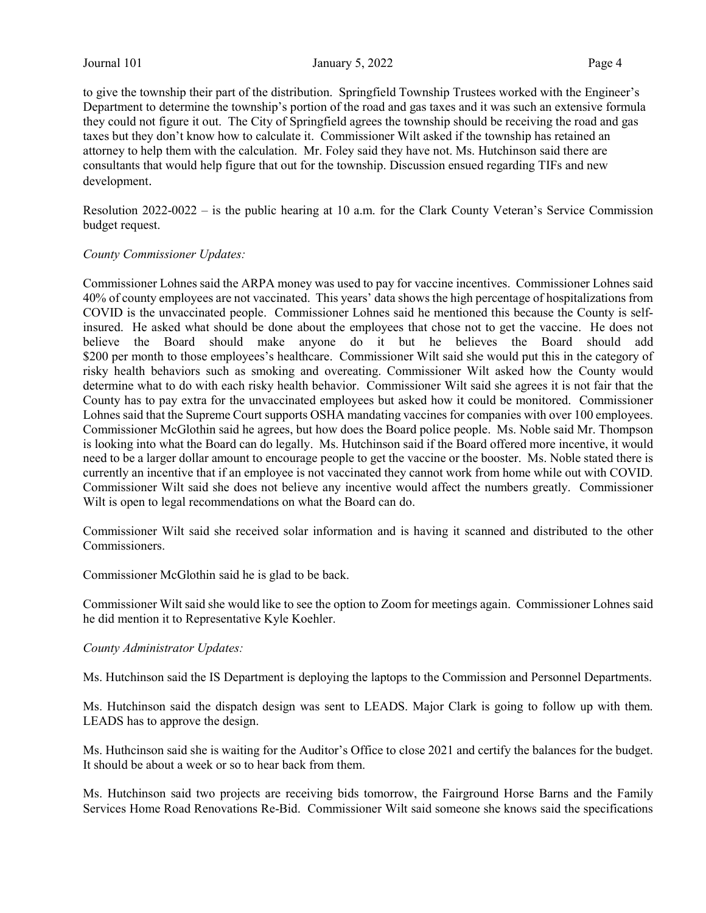to give the township their part of the distribution. Springfield Township Trustees worked with the Engineer's Department to determine the township's portion of the road and gas taxes and it was such an extensive formula they could not figure it out. The City of Springfield agrees the township should be receiving the road and gas taxes but they don't know how to calculate it. Commissioner Wilt asked if the township has retained an attorney to help them with the calculation. Mr. Foley said they have not. Ms. Hutchinson said there are consultants that would help figure that out for the township. Discussion ensued regarding TIFs and new development.

Resolution 2022-0022 – is the public hearing at 10 a.m. for the Clark County Veteran's Service Commission budget request.

*County Commissioner Updates:*

Commissioner Lohnes said the ARPA money was used to pay for vaccine incentives. Commissioner Lohnes said 40% of county employees are not vaccinated. This years' data shows the high percentage of hospitalizations from COVID is the unvaccinated people. Commissioner Lohnes said he mentioned this because the County is self-insured. He asked what should be done about the employees that chose not to get the vaccine. He does not believe the Board should make anyone do it but he believes the Board should add $200 per month to those employees's healthcare. Commissioner Wilt said she would put this in the category of risky health behaviors such as smoking and overeating. Commissioner Wilt asked how the County would determine what to do with each risky health behavior. Commissioner Wilt said she agrees it is not fair that the County has to pay extra for the unvaccinated employees but asked how it could be monitored. Commissioner Lohnes said that the Supreme Court supports OSHA mandating vaccines for companies with over 100 employees. Commissioner McGlothin said he agrees, but how does the Board police people. Ms. Noble said Mr. Thompson is looking into what the Board can do legally. Ms. Hutchinson said if the Board offered more incentive, it would need to be a larger dollar amount to encourage people to get the vaccine or the booster. Ms. Noble stated there is currently an incentive that if an employee is not vaccinated they cannot work from home while out with COVID. Commissioner Wilt said she does not believe any incentive would affect the numbers greatly. Commissioner Wilt is open to legal recommendations on what the Board can do.

Commissioner Wilt said she received solar information and is having it scanned and distributed to the other Commissioners.

Commissioner McGlothin said he is glad to be back.

Commissioner Wilt said she would like to see the option to Zoom for meetings again. Commissioner Lohnes said he did mention it to Representative Kyle Koehler.

*County Administrator Updates:*

Ms. Hutchinson said the IS Department is deploying the laptops to the Commission and Personnel Departments.

Ms. Hutchinson said the dispatch design was sent to LEADS. Major Clark is going to follow up with them. LEADS has to approve the design.

Ms. Huthcinson said she is waiting for the Auditor's Office to close 2021 and certify the balances for the budget. It should be about a week or so to hear back from them.

Ms. Hutchinson said two projects are receiving bids tomorrow, the Fairground Horse Barns and the Family Services Home Road Renovations Re-Bid. Commissioner Wilt said someone she knows said the specifications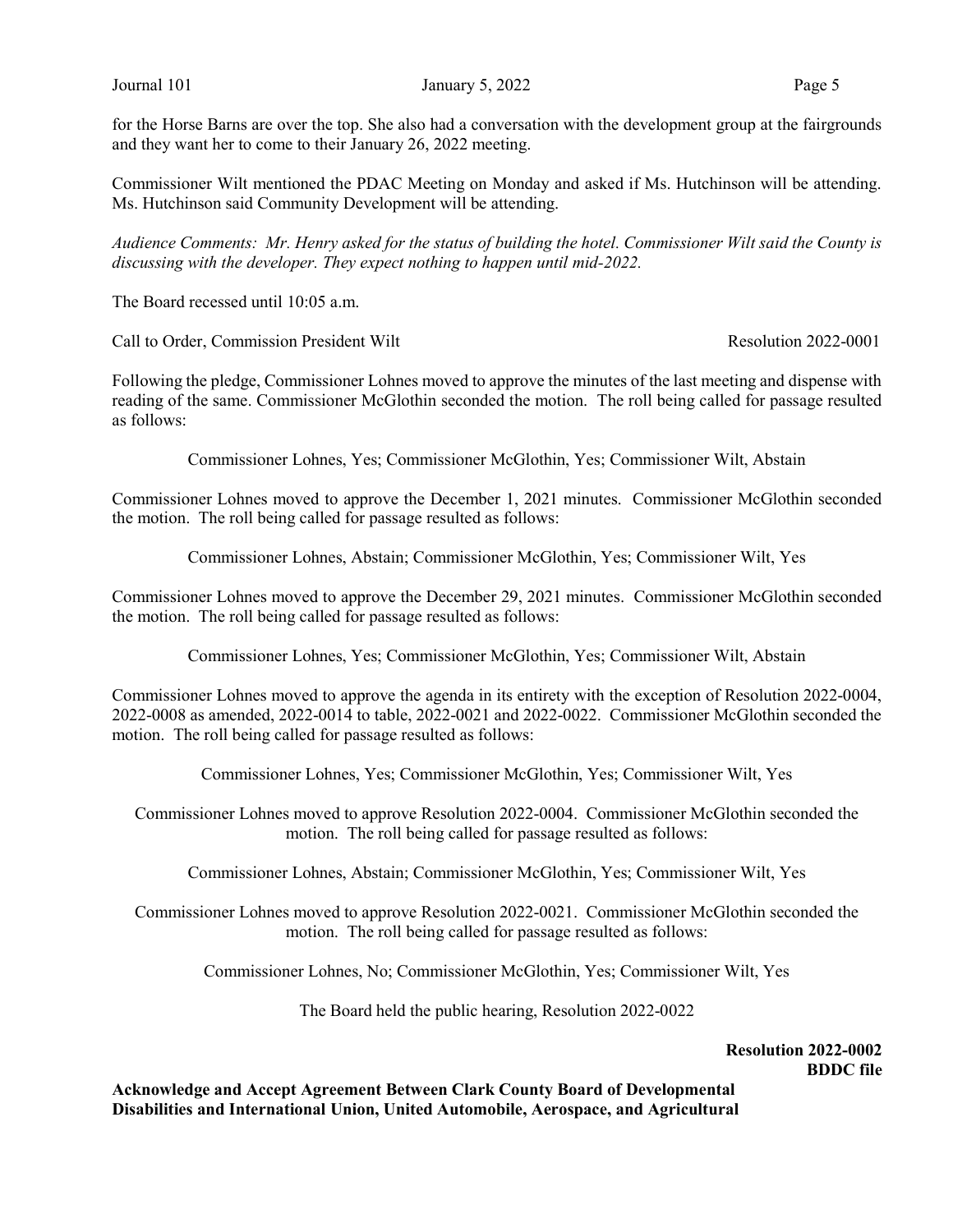for the Horse Barns are over the top. She also had a conversation with the development group at the fairgrounds and they want her to come to their January 26, 2022 meeting.

Commissioner Wilt mentioned the PDAC Meeting on Monday and asked if Ms. Hutchinson will be attending. Ms. Hutchinson said Community Development will be attending.

*Audience Comments: Mr. Henry asked for the status of building the hotel. Commissioner Wilt said the County is discussing with the developer. They expect nothing to happen until mid-2022.*

The Board recessed until 10:05 a.m.

Call to Order, Commission President Wilt — Resolution 2022-0001

Following the pledge, Commissioner Lohnes moved to approve the minutes of the last meeting and dispense with reading of the same. Commissioner McGlothin seconded the motion. The roll being called for passage resulted as follows:

Commissioner Lohnes, Yes; Commissioner McGlothin, Yes; Commissioner Wilt, Abstain

Commissioner Lohnes moved to approve the December 1, 2021 minutes. Commissioner McGlothin seconded the motion. The roll being called for passage resulted as follows:

Commissioner Lohnes, Abstain; Commissioner McGlothin, Yes; Commissioner Wilt, Yes

Commissioner Lohnes moved to approve the December 29, 2021 minutes. Commissioner McGlothin seconded the motion. The roll being called for passage resulted as follows:

Commissioner Lohnes, Yes; Commissioner McGlothin, Yes; Commissioner Wilt, Abstain

Commissioner Lohnes moved to approve the agenda in its entirety with the exception of Resolution 2022-0004, 2022-0008 as amended, 2022-0014 to table, 2022-0021 and 2022-0022. Commissioner McGlothin seconded the motion. The roll being called for passage resulted as follows:

Commissioner Lohnes, Yes; Commissioner McGlothin, Yes; Commissioner Wilt, Yes

Commissioner Lohnes moved to approve Resolution 2022-0004. Commissioner McGlothin seconded the motion. The roll being called for passage resulted as follows:

Commissioner Lohnes, Abstain; Commissioner McGlothin, Yes; Commissioner Wilt, Yes

Commissioner Lohnes moved to approve Resolution 2022-0021. Commissioner McGlothin seconded the motion. The roll being called for passage resulted as follows:

Commissioner Lohnes, No; Commissioner McGlothin, Yes; Commissioner Wilt, Yes

The Board held the public hearing, Resolution 2022-0022

**Resolution 2022-0002**
**BDDC file**

**Acknowledge and Accept Agreement Between Clark County Board of Developmental Disabilities and International Union, United Automobile, Aerospace, and Agricultural**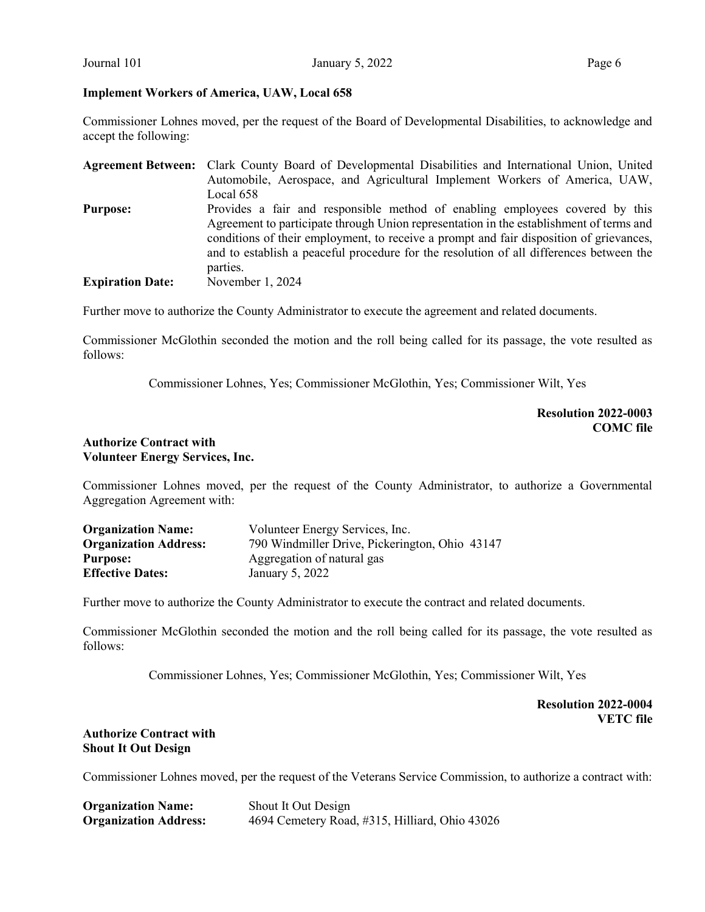**Implement Workers of America, UAW, Local 658**

Commissioner Lohnes moved, per the request of the Board of Developmental Disabilities, to acknowledge and accept the following:

| | |
|---|---|
| **Agreement Between:** | Clark County Board of Developmental Disabilities and International Union, United Automobile, Aerospace, and Agricultural Implement Workers of America, UAW, Local 658 |
| **Purpose:** | Provides a fair and responsible method of enabling employees covered by this Agreement to participate through Union representation in the establishment of terms and conditions of their employment, to receive a prompt and fair disposition of grievances, and to establish a peaceful procedure for the resolution of all differences between the parties. |
| **Expiration Date:** | November 1, 2024 |

Further move to authorize the County Administrator to execute the agreement and related documents.

Commissioner McGlothin seconded the motion and the roll being called for its passage, the vote resulted as follows:

Commissioner Lohnes, Yes; Commissioner McGlothin, Yes; Commissioner Wilt, Yes

**Resolution 2022-0003**
**COMC file**

**Authorize Contract with Volunteer Energy Services, Inc.**

Commissioner Lohnes moved, per the request of the County Administrator, to authorize a Governmental Aggregation Agreement with:

| | |
|---|---|
| **Organization Name:** | Volunteer Energy Services, Inc. |
| **Organization Address:** | 790 Windmiller Drive, Pickerington, Ohio 43147 |
| **Purpose:** | Aggregation of natural gas |
| **Effective Dates:** | January 5, 2022 |

Further move to authorize the County Administrator to execute the contract and related documents.

Commissioner McGlothin seconded the motion and the roll being called for its passage, the vote resulted as follows:

Commissioner Lohnes, Yes; Commissioner McGlothin, Yes; Commissioner Wilt, Yes

**Resolution 2022-0004**
**VETC file**

**Authorize Contract with Shout It Out Design**

Commissioner Lohnes moved, per the request of the Veterans Service Commission, to authorize a contract with:

| | |
|---|---|
| **Organization Name:** | Shout It Out Design |
| **Organization Address:** | 4694 Cemetery Road, #315, Hilliard, Ohio 43026 |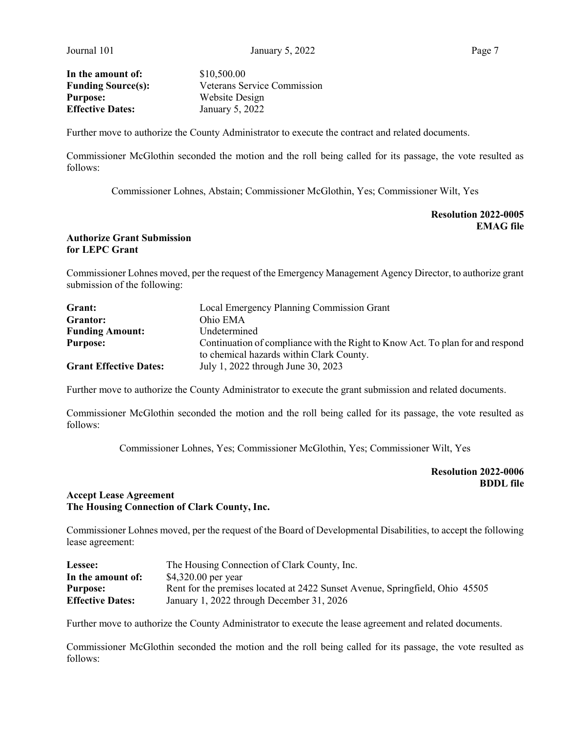| | |
|---|---|
| **In the amount of:** | $10,500.00 |
| **Funding Source(s):** | Veterans Service Commission |
| **Purpose:** | Website Design |
| **Effective Dates:** | January 5, 2022 |

Further move to authorize the County Administrator to execute the contract and related documents.

Commissioner McGlothin seconded the motion and the roll being called for its passage, the vote resulted as follows:

Commissioner Lohnes, Abstain; Commissioner McGlothin, Yes; Commissioner Wilt, Yes

**Resolution 2022-0005**
**EMAG file**

**Authorize Grant Submission for LEPC Grant**

Commissioner Lohnes moved, per the request of the Emergency Management Agency Director, to authorize grant submission of the following:

| | |
|---|---|
| **Grant:** | Local Emergency Planning Commission Grant |
| **Grantor:** | Ohio EMA |
| **Funding Amount:** | Undetermined |
| **Purpose:** | Continuation of compliance with the Right to Know Act. To plan for and respond to chemical hazards within Clark County. |
| **Grant Effective Dates:** | July 1, 2022 through June 30, 2023 |

Further move to authorize the County Administrator to execute the grant submission and related documents.

Commissioner McGlothin seconded the motion and the roll being called for its passage, the vote resulted as follows:

Commissioner Lohnes, Yes; Commissioner McGlothin, Yes; Commissioner Wilt, Yes

**Resolution 2022-0006**
**BDDL file**

**Accept Lease Agreement**
**The Housing Connection of Clark County, Inc.**

Commissioner Lohnes moved, per the request of the Board of Developmental Disabilities, to accept the following lease agreement:

| | |
|---|---|
| **Lessee:** | The Housing Connection of Clark County, Inc. |
| **In the amount of:** | $4,320.00 per year |
| **Purpose:** | Rent for the premises located at 2422 Sunset Avenue, Springfield, Ohio 45505 |
| **Effective Dates:** | January 1, 2022 through December 31, 2026 |

Further move to authorize the County Administrator to execute the lease agreement and related documents.

Commissioner McGlothin seconded the motion and the roll being called for its passage, the vote resulted as follows: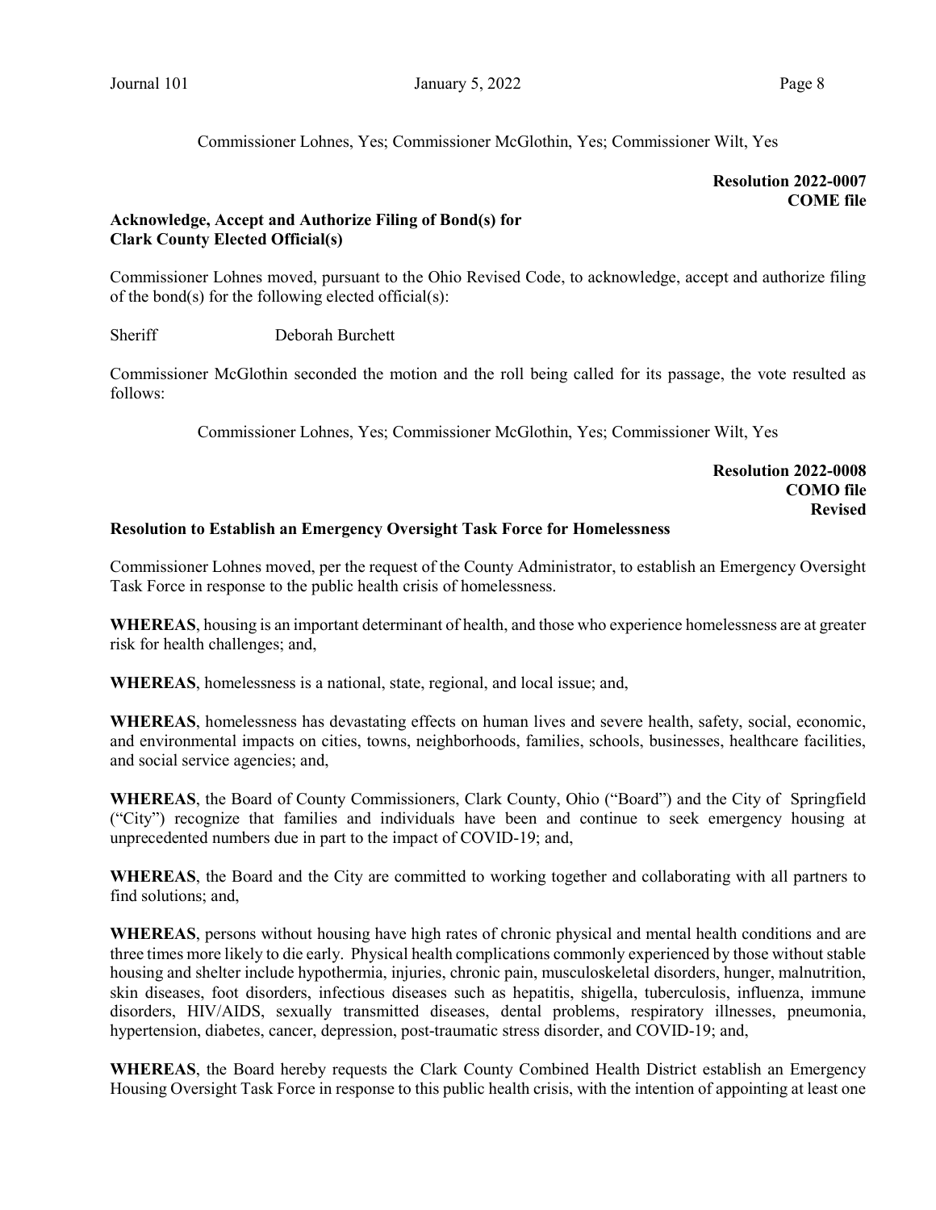Commissioner Lohnes, Yes; Commissioner McGlothin, Yes; Commissioner Wilt, Yes

**Resolution 2022-0007**
**COME file**

**Acknowledge, Accept and Authorize Filing of Bond(s) for Clark County Elected Official(s)**

Commissioner Lohnes moved, pursuant to the Ohio Revised Code, to acknowledge, accept and authorize filing of the bond(s) for the following elected official(s):

Sheriff Deborah Burchett

Commissioner McGlothin seconded the motion and the roll being called for its passage, the vote resulted as follows:

Commissioner Lohnes, Yes; Commissioner McGlothin, Yes; Commissioner Wilt, Yes

**Resolution 2022-0008**
**COMO file**
**Revised**

**Resolution to Establish an Emergency Oversight Task Force for Homelessness**

Commissioner Lohnes moved, per the request of the County Administrator, to establish an Emergency Oversight Task Force in response to the public health crisis of homelessness.

**WHEREAS**, housing is an important determinant of health, and those who experience homelessness are at greater risk for health challenges; and,

**WHEREAS**, homelessness is a national, state, regional, and local issue; and,

**WHEREAS**, homelessness has devastating effects on human lives and severe health, safety, social, economic, and environmental impacts on cities, towns, neighborhoods, families, schools, businesses, healthcare facilities, and social service agencies; and,

**WHEREAS**, the Board of County Commissioners, Clark County, Ohio ("Board") and the City of Springfield ("City") recognize that families and individuals have been and continue to seek emergency housing at unprecedented numbers due in part to the impact of COVID-19; and,

**WHEREAS**, the Board and the City are committed to working together and collaborating with all partners to find solutions; and,

**WHEREAS**, persons without housing have high rates of chronic physical and mental health conditions and are three times more likely to die early. Physical health complications commonly experienced by those without stable housing and shelter include hypothermia, injuries, chronic pain, musculoskeletal disorders, hunger, malnutrition, skin diseases, foot disorders, infectious diseases such as hepatitis, shigella, tuberculosis, influenza, immune disorders, HIV/AIDS, sexually transmitted diseases, dental problems, respiratory illnesses, pneumonia, hypertension, diabetes, cancer, depression, post-traumatic stress disorder, and COVID-19; and,

**WHEREAS**, the Board hereby requests the Clark County Combined Health District establish an Emergency Housing Oversight Task Force in response to this public health crisis, with the intention of appointing at least one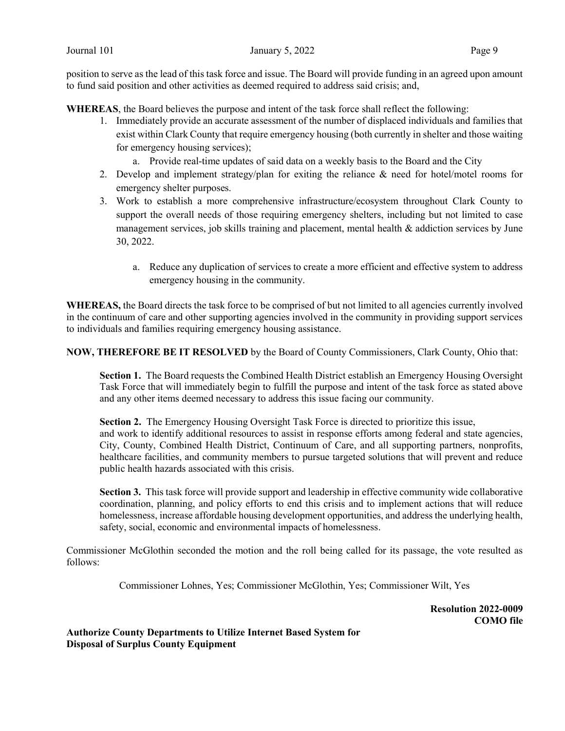position to serve as the lead of this task force and issue. The Board will provide funding in an agreed upon amount to fund said position and other activities as deemed required to address said crisis; and,

**WHEREAS**, the Board believes the purpose and intent of the task force shall reflect the following:

1. Immediately provide an accurate assessment of the number of displaced individuals and families that exist within Clark County that require emergency housing (both currently in shelter and those waiting for emergency housing services);
   a. Provide real-time updates of said data on a weekly basis to the Board and the City
2. Develop and implement strategy/plan for exiting the reliance & need for hotel/motel rooms for emergency shelter purposes.
3. Work to establish a more comprehensive infrastructure/ecosystem throughout Clark County to support the overall needs of those requiring emergency shelters, including but not limited to case management services, job skills training and placement, mental health & addiction services by June 30, 2022.

   a. Reduce any duplication of services to create a more efficient and effective system to address emergency housing in the community.

**WHEREAS,** the Board directs the task force to be comprised of but not limited to all agencies currently involved in the continuum of care and other supporting agencies involved in the community in providing support services to individuals and families requiring emergency housing assistance.

**NOW, THEREFORE BE IT RESOLVED** by the Board of County Commissioners, Clark County, Ohio that:

**Section 1.** The Board requests the Combined Health District establish an Emergency Housing Oversight Task Force that will immediately begin to fulfill the purpose and intent of the task force as stated above and any other items deemed necessary to address this issue facing our community.

**Section 2.** The Emergency Housing Oversight Task Force is directed to prioritize this issue, and work to identify additional resources to assist in response efforts among federal and state agencies, City, County, Combined Health District, Continuum of Care, and all supporting partners, nonprofits, healthcare facilities, and community members to pursue targeted solutions that will prevent and reduce public health hazards associated with this crisis.

**Section 3.** This task force will provide support and leadership in effective community wide collaborative coordination, planning, and policy efforts to end this crisis and to implement actions that will reduce homelessness, increase affordable housing development opportunities, and address the underlying health, safety, social, economic and environmental impacts of homelessness.

Commissioner McGlothin seconded the motion and the roll being called for its passage, the vote resulted as follows:

Commissioner Lohnes, Yes; Commissioner McGlothin, Yes; Commissioner Wilt, Yes

**Resolution 2022-0009**
**COMO file**

**Authorize County Departments to Utilize Internet Based System for Disposal of Surplus County Equipment**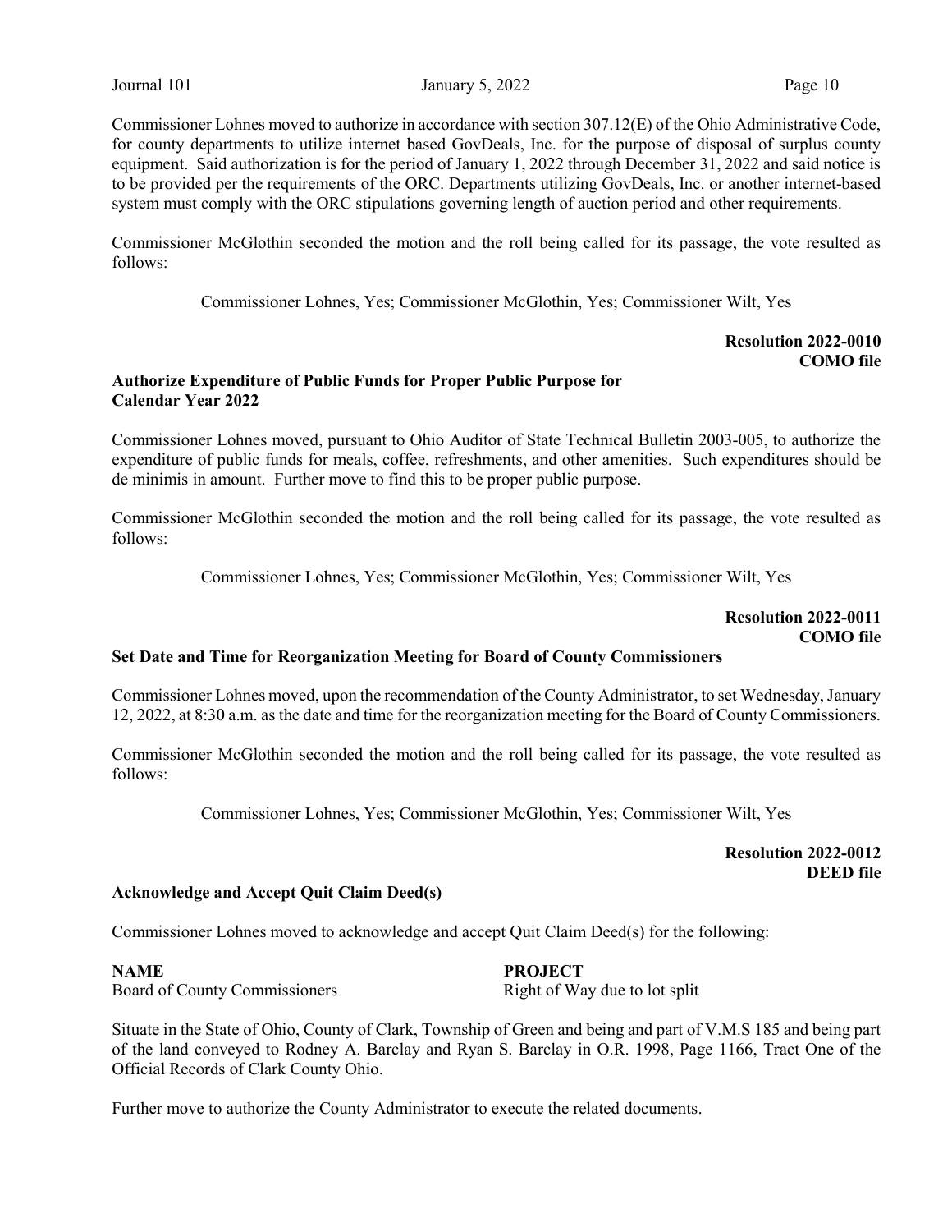Commissioner Lohnes moved to authorize in accordance with section 307.12(E) of the Ohio Administrative Code, for county departments to utilize internet based GovDeals, Inc. for the purpose of disposal of surplus county equipment. Said authorization is for the period of January 1, 2022 through December 31, 2022 and said notice is to be provided per the requirements of the ORC. Departments utilizing GovDeals, Inc. or another internet-based system must comply with the ORC stipulations governing length of auction period and other requirements.

Commissioner McGlothin seconded the motion and the roll being called for its passage, the vote resulted as follows:

Commissioner Lohnes, Yes; Commissioner McGlothin, Yes; Commissioner Wilt, Yes

**Resolution 2022-0010**
**COMO file**

**Authorize Expenditure of Public Funds for Proper Public Purpose for Calendar Year 2022**

Commissioner Lohnes moved, pursuant to Ohio Auditor of State Technical Bulletin 2003-005, to authorize the expenditure of public funds for meals, coffee, refreshments, and other amenities. Such expenditures should be de minimis in amount. Further move to find this to be proper public purpose.

Commissioner McGlothin seconded the motion and the roll being called for its passage, the vote resulted as follows:

Commissioner Lohnes, Yes; Commissioner McGlothin, Yes; Commissioner Wilt, Yes

**Resolution 2022-0011**
**COMO file**

**Set Date and Time for Reorganization Meeting for Board of County Commissioners**

Commissioner Lohnes moved, upon the recommendation of the County Administrator, to set Wednesday, January 12, 2022, at 8:30 a.m. as the date and time for the reorganization meeting for the Board of County Commissioners.

Commissioner McGlothin seconded the motion and the roll being called for its passage, the vote resulted as follows:

Commissioner Lohnes, Yes; Commissioner McGlothin, Yes; Commissioner Wilt, Yes

**Resolution 2022-0012**
**DEED file**

**Acknowledge and Accept Quit Claim Deed(s)**

Commissioner Lohnes moved to acknowledge and accept Quit Claim Deed(s) for the following:

| **NAME** | **PROJECT** |
|---|---|
| Board of County Commissioners | Right of Way due to lot split |

Situate in the State of Ohio, County of Clark, Township of Green and being and part of V.M.S 185 and being part of the land conveyed to Rodney A. Barclay and Ryan S. Barclay in O.R. 1998, Page 1166, Tract One of the Official Records of Clark County Ohio.

Further move to authorize the County Administrator to execute the related documents.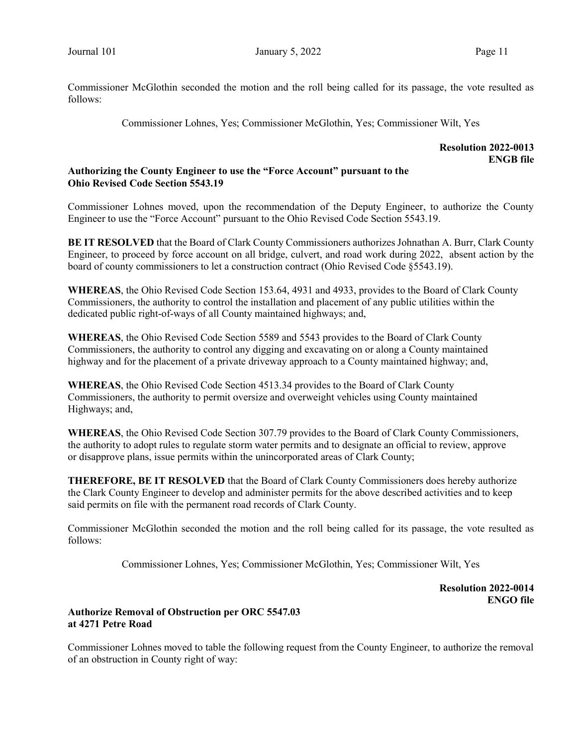Commissioner McGlothin seconded the motion and the roll being called for its passage, the vote resulted as follows:

Commissioner Lohnes, Yes; Commissioner McGlothin, Yes; Commissioner Wilt, Yes

**Resolution 2022-0013**
**ENGB file**

**Authorizing the County Engineer to use the "Force Account" pursuant to the Ohio Revised Code Section 5543.19**

Commissioner Lohnes moved, upon the recommendation of the Deputy Engineer, to authorize the County Engineer to use the "Force Account" pursuant to the Ohio Revised Code Section 5543.19.

**BE IT RESOLVED** that the Board of Clark County Commissioners authorizes Johnathan A. Burr, Clark County Engineer, to proceed by force account on all bridge, culvert, and road work during 2022, absent action by the board of county commissioners to let a construction contract (Ohio Revised Code §5543.19).

**WHEREAS**, the Ohio Revised Code Section 153.64, 4931 and 4933, provides to the Board of Clark County Commissioners, the authority to control the installation and placement of any public utilities within the dedicated public right-of-ways of all County maintained highways; and,

**WHEREAS**, the Ohio Revised Code Section 5589 and 5543 provides to the Board of Clark County Commissioners, the authority to control any digging and excavating on or along a County maintained highway and for the placement of a private driveway approach to a County maintained highway; and,

**WHEREAS**, the Ohio Revised Code Section 4513.34 provides to the Board of Clark County Commissioners, the authority to permit oversize and overweight vehicles using County maintained Highways; and,

**WHEREAS**, the Ohio Revised Code Section 307.79 provides to the Board of Clark County Commissioners, the authority to adopt rules to regulate storm water permits and to designate an official to review, approve or disapprove plans, issue permits within the unincorporated areas of Clark County;

**THEREFORE, BE IT RESOLVED** that the Board of Clark County Commissioners does hereby authorize the Clark County Engineer to develop and administer permits for the above described activities and to keep said permits on file with the permanent road records of Clark County.

Commissioner McGlothin seconded the motion and the roll being called for its passage, the vote resulted as follows:

Commissioner Lohnes, Yes; Commissioner McGlothin, Yes; Commissioner Wilt, Yes

**Resolution 2022-0014**
**ENGO file**

**Authorize Removal of Obstruction per ORC 5547.03 at 4271 Petre Road**

Commissioner Lohnes moved to table the following request from the County Engineer, to authorize the removal of an obstruction in County right of way: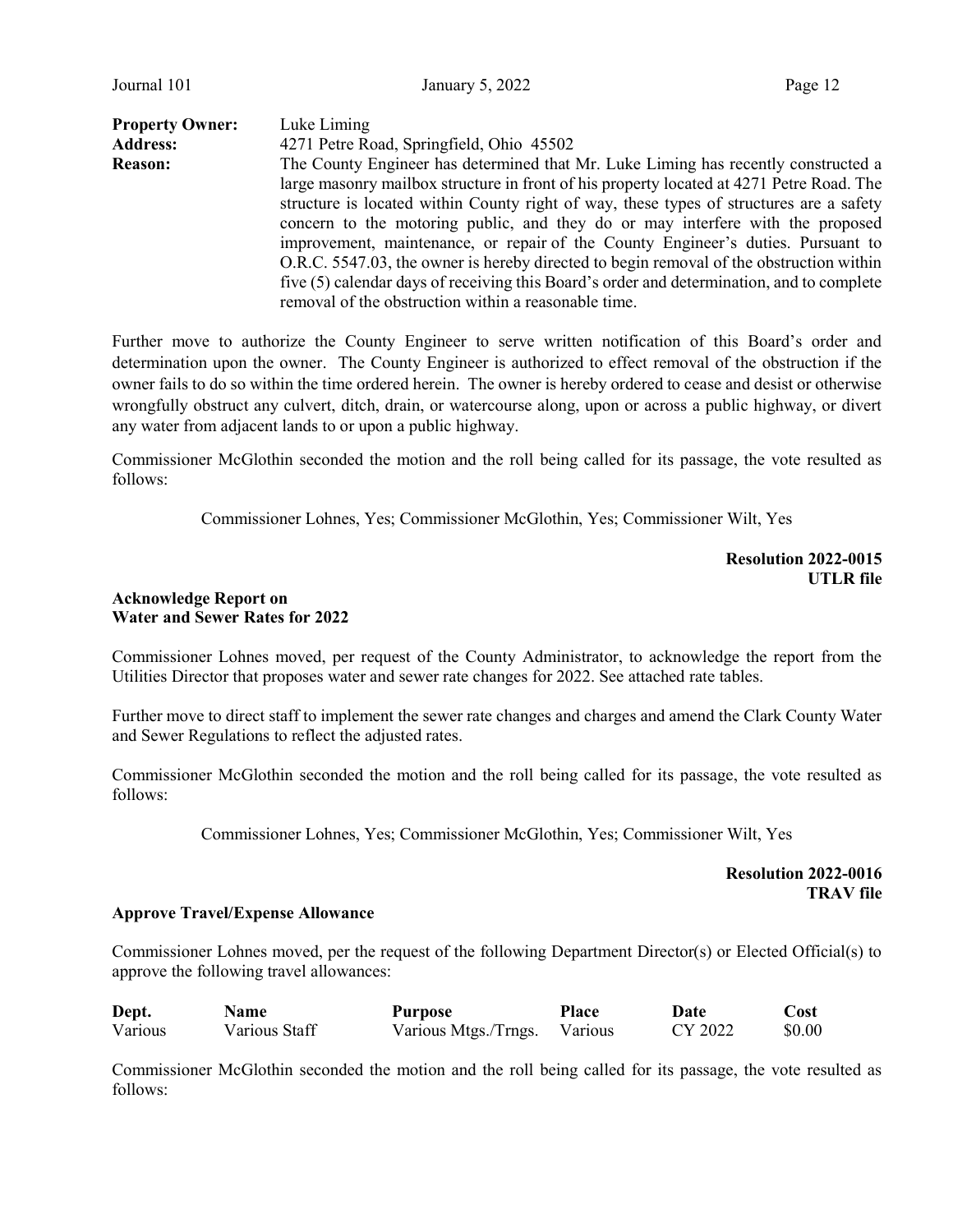**Property Owner:** Luke Liming

**Address:** 4271 Petre Road, Springfield, Ohio 45502

**Reason:** The County Engineer has determined that Mr. Luke Liming has recently constructed a large masonry mailbox structure in front of his property located at 4271 Petre Road. The structure is located within County right of way, these types of structures are a safety concern to the motoring public, and they do or may interfere with the proposed improvement, maintenance, or repair of the County Engineer's duties. Pursuant to O.R.C. 5547.03, the owner is hereby directed to begin removal of the obstruction within five (5) calendar days of receiving this Board's order and determination, and to complete removal of the obstruction within a reasonable time.

Further move to authorize the County Engineer to serve written notification of this Board's order and determination upon the owner. The County Engineer is authorized to effect removal of the obstruction if the owner fails to do so within the time ordered herein. The owner is hereby ordered to cease and desist or otherwise wrongfully obstruct any culvert, ditch, drain, or watercourse along, upon or across a public highway, or divert any water from adjacent lands to or upon a public highway.

Commissioner McGlothin seconded the motion and the roll being called for its passage, the vote resulted as follows:

Commissioner Lohnes, Yes; Commissioner McGlothin, Yes; Commissioner Wilt, Yes

**Resolution 2022-0015**
**UTLR file**

**Acknowledge Report on Water and Sewer Rates for 2022**

Commissioner Lohnes moved, per request of the County Administrator, to acknowledge the report from the Utilities Director that proposes water and sewer rate changes for 2022. See attached rate tables.

Further move to direct staff to implement the sewer rate changes and charges and amend the Clark County Water and Sewer Regulations to reflect the adjusted rates.

Commissioner McGlothin seconded the motion and the roll being called for its passage, the vote resulted as follows:

Commissioner Lohnes, Yes; Commissioner McGlothin, Yes; Commissioner Wilt, Yes

**Resolution 2022-0016**
**TRAV file**

**Approve Travel/Expense Allowance**

Commissioner Lohnes moved, per the request of the following Department Director(s) or Elected Official(s) to approve the following travel allowances:

| Dept. | Name | Purpose | Place | Date | Cost |
|---|---|---|---|---|---|
| Various | Various Staff | Various Mtgs./Trngs. | Various | CY 2022 | $0.00 |

Commissioner McGlothin seconded the motion and the roll being called for its passage, the vote resulted as follows: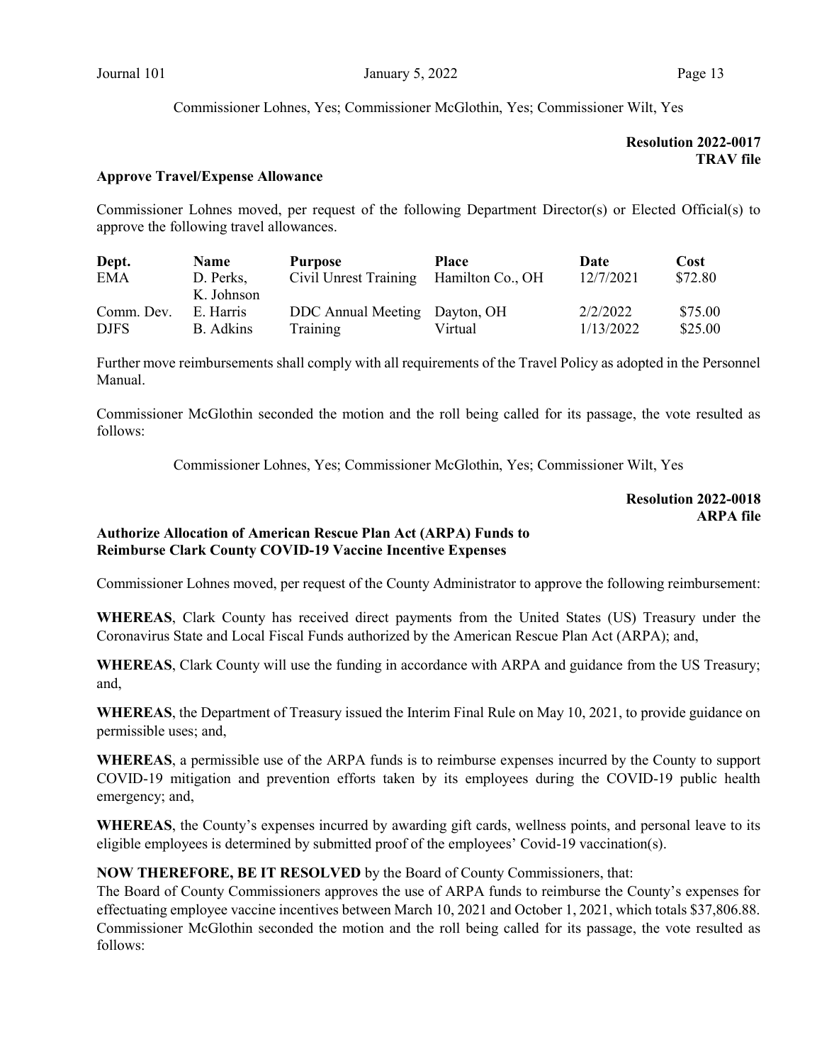Commissioner Lohnes, Yes; Commissioner McGlothin, Yes; Commissioner Wilt, Yes

**Resolution 2022-0017**
**TRAV file**

**Approve Travel/Expense Allowance**

Commissioner Lohnes moved, per request of the following Department Director(s) or Elected Official(s) to approve the following travel allowances.

| Dept. | Name | Purpose | Place | Date | Cost |
|---|---|---|---|---|---|
| EMA | D. Perks, K. Johnson | Civil Unrest Training | Hamilton Co., OH | 12/7/2021 | $72.80 |
| Comm. Dev. | E. Harris | DDC Annual Meeting | Dayton, OH | 2/2/2022 | $75.00 |
| DJFS | B. Adkins | Training | Virtual | 1/13/2022 | $25.00 |

Further move reimbursements shall comply with all requirements of the Travel Policy as adopted in the Personnel Manual.

Commissioner McGlothin seconded the motion and the roll being called for its passage, the vote resulted as follows:

Commissioner Lohnes, Yes; Commissioner McGlothin, Yes; Commissioner Wilt, Yes

**Resolution 2022-0018**
**ARPA file**

**Authorize Allocation of American Rescue Plan Act (ARPA) Funds to Reimburse Clark County COVID-19 Vaccine Incentive Expenses**

Commissioner Lohnes moved, per request of the County Administrator to approve the following reimbursement:

**WHEREAS**, Clark County has received direct payments from the United States (US) Treasury under the Coronavirus State and Local Fiscal Funds authorized by the American Rescue Plan Act (ARPA); and,

**WHEREAS**, Clark County will use the funding in accordance with ARPA and guidance from the US Treasury; and,

**WHEREAS**, the Department of Treasury issued the Interim Final Rule on May 10, 2021, to provide guidance on permissible uses; and,

**WHEREAS**, a permissible use of the ARPA funds is to reimburse expenses incurred by the County to support COVID-19 mitigation and prevention efforts taken by its employees during the COVID-19 public health emergency; and,

**WHEREAS**, the County's expenses incurred by awarding gift cards, wellness points, and personal leave to its eligible employees is determined by submitted proof of the employees' Covid-19 vaccination(s).

**NOW THEREFORE, BE IT RESOLVED** by the Board of County Commissioners, that:
The Board of County Commissioners approves the use of ARPA funds to reimburse the County's expenses for effectuating employee vaccine incentives between March 10, 2021 and October 1, 2021, which totals $37,806.88.
Commissioner McGlothin seconded the motion and the roll being called for its passage, the vote resulted as follows: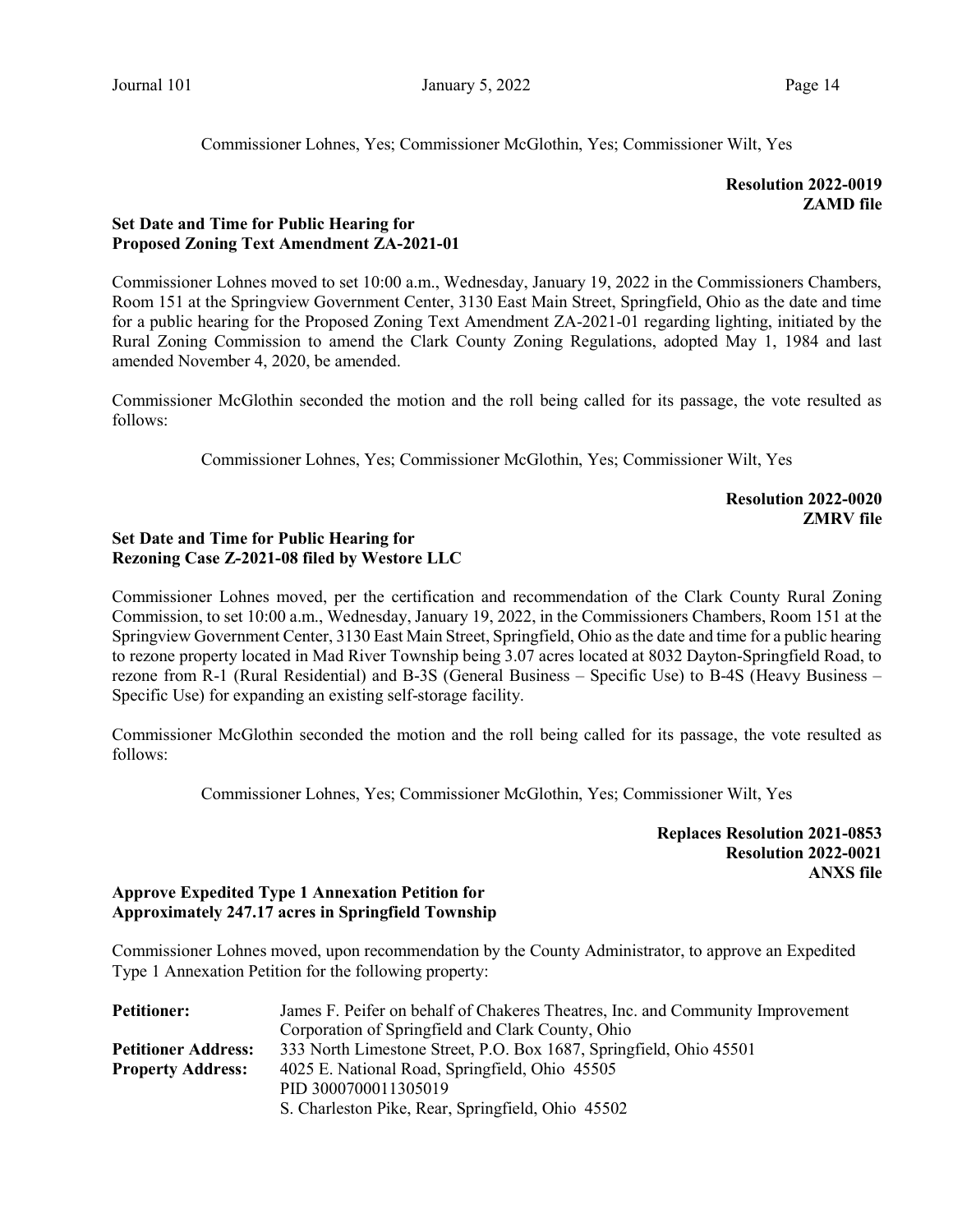Commissioner Lohnes, Yes; Commissioner McGlothin, Yes; Commissioner Wilt, Yes

**Resolution 2022-0019**
**ZAMD file**

**Set Date and Time for Public Hearing for Proposed Zoning Text Amendment ZA-2021-01**

Commissioner Lohnes moved to set 10:00 a.m., Wednesday, January 19, 2022 in the Commissioners Chambers, Room 151 at the Springview Government Center, 3130 East Main Street, Springfield, Ohio as the date and time for a public hearing for the Proposed Zoning Text Amendment ZA-2021-01 regarding lighting, initiated by the Rural Zoning Commission to amend the Clark County Zoning Regulations, adopted May 1, 1984 and last amended November 4, 2020, be amended.

Commissioner McGlothin seconded the motion and the roll being called for its passage, the vote resulted as follows:

Commissioner Lohnes, Yes; Commissioner McGlothin, Yes; Commissioner Wilt, Yes

**Resolution 2022-0020**
**ZMRV file**

**Set Date and Time for Public Hearing for Rezoning Case Z-2021-08 filed by Westore LLC**

Commissioner Lohnes moved, per the certification and recommendation of the Clark County Rural Zoning Commission, to set 10:00 a.m., Wednesday, January 19, 2022, in the Commissioners Chambers, Room 151 at the Springview Government Center, 3130 East Main Street, Springfield, Ohio as the date and time for a public hearing to rezone property located in Mad River Township being 3.07 acres located at 8032 Dayton-Springfield Road, to rezone from R-1 (Rural Residential) and B-3S (General Business – Specific Use) to B-4S (Heavy Business – Specific Use) for expanding an existing self-storage facility.

Commissioner McGlothin seconded the motion and the roll being called for its passage, the vote resulted as follows:

Commissioner Lohnes, Yes; Commissioner McGlothin, Yes; Commissioner Wilt, Yes

**Replaces Resolution 2021-0853**
**Resolution 2022-0021**
**ANXS file**

**Approve Expedited Type 1 Annexation Petition for Approximately 247.17 acres in Springfield Township**

Commissioner Lohnes moved, upon recommendation by the County Administrator, to approve an Expedited Type 1 Annexation Petition for the following property:

| | |
|---|---|
| **Petitioner:** | James F. Peifer on behalf of Chakeres Theatres, Inc. and Community Improvement Corporation of Springfield and Clark County, Ohio |
| **Petitioner Address:** | 333 North Limestone Street, P.O. Box 1687, Springfield, Ohio 45501 |
| **Property Address:** | 4025 E. National Road, Springfield, Ohio 45505<br>PID 3000700011305019<br>S. Charleston Pike, Rear, Springfield, Ohio 45502 |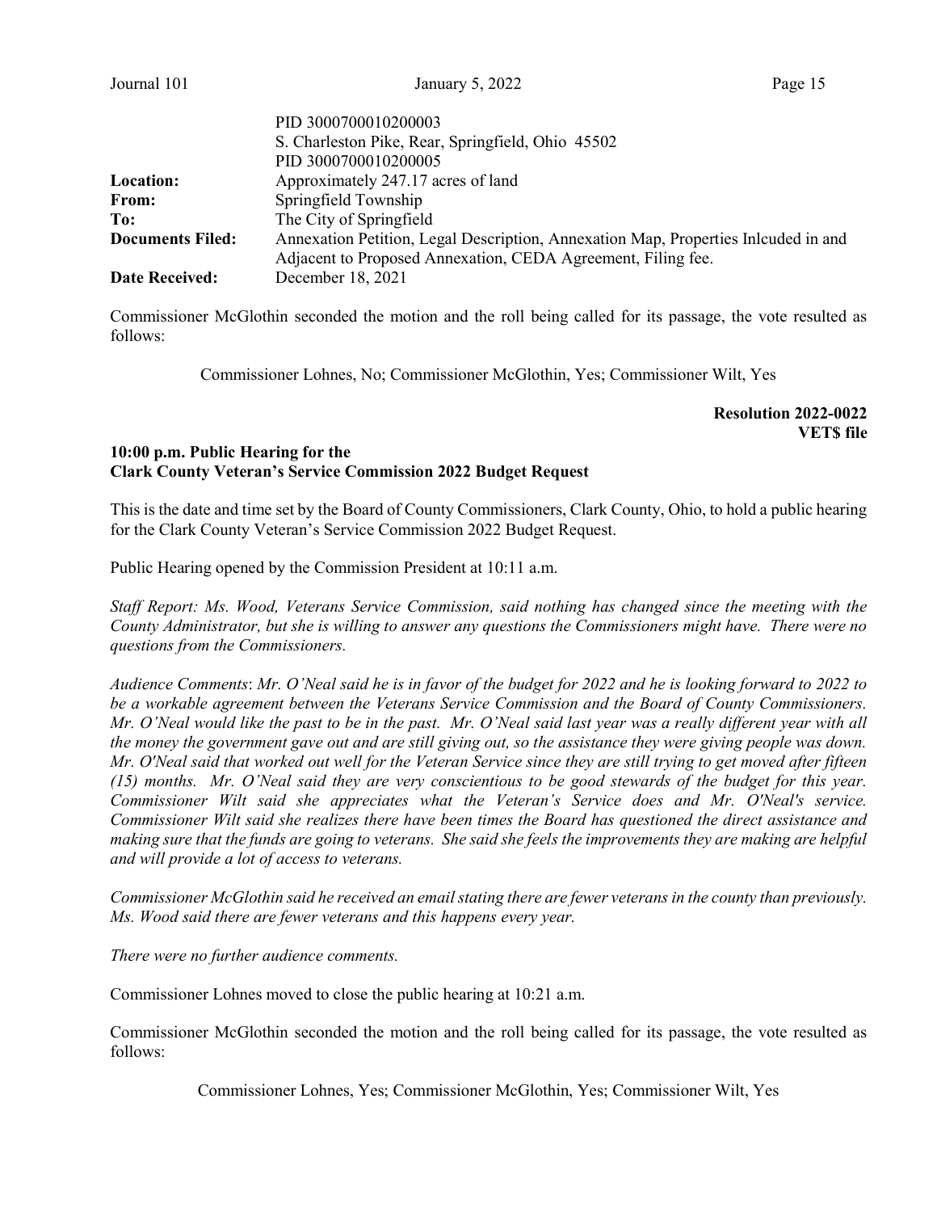| | |
|---|---|
| | PID 3000700010200003 |
| | S. Charleston Pike, Rear, Springfield, Ohio 45502 |
| | PID 3000700010200005 |
| **Location:** | Approximately 247.17 acres of land |
| **From:** | Springfield Township |
| **To:** | The City of Springfield |
| **Documents Filed:** | Annexation Petition, Legal Description, Annexation Map, Properties Inlcuded in and Adjacent to Proposed Annexation, CEDA Agreement, Filing fee. |
| **Date Received:** | December 18, 2021 |

Commissioner McGlothin seconded the motion and the roll being called for its passage, the vote resulted as follows:

Commissioner Lohnes, No; Commissioner McGlothin, Yes; Commissioner Wilt, Yes

**Resolution 2022-0022**
**VET$ file**

**10:00 p.m. Public Hearing for the Clark County Veteran's Service Commission 2022 Budget Request**

This is the date and time set by the Board of County Commissioners, Clark County, Ohio, to hold a public hearing for the Clark County Veteran's Service Commission 2022 Budget Request.

Public Hearing opened by the Commission President at 10:11 a.m.

*Staff Report: Ms. Wood, Veterans Service Commission, said nothing has changed since the meeting with the County Administrator, but she is willing to answer any questions the Commissioners might have. There were no questions from the Commissioners.*

*Audience Comments: Mr. O'Neal said he is in favor of the budget for 2022 and he is looking forward to 2022 to be a workable agreement between the Veterans Service Commission and the Board of County Commissioners. Mr. O'Neal would like the past to be in the past. Mr. O'Neal said last year was a really different year with all the money the government gave out and are still giving out, so the assistance they were giving people was down. Mr. O'Neal said that worked out well for the Veteran Service since they are still trying to get moved after fifteen (15) months. Mr. O'Neal said they are very conscientious to be good stewards of the budget for this year. Commissioner Wilt said she appreciates what the Veteran's Service does and Mr. O'Neal's service. Commissioner Wilt said she realizes there have been times the Board has questioned the direct assistance and making sure that the funds are going to veterans. She said she feels the improvements they are making are helpful and will provide a lot of access to veterans.*

*Commissioner McGlothin said he received an email stating there are fewer veterans in the county than previously. Ms. Wood said there are fewer veterans and this happens every year.*

*There were no further audience comments.*

Commissioner Lohnes moved to close the public hearing at 10:21 a.m.

Commissioner McGlothin seconded the motion and the roll being called for its passage, the vote resulted as follows:

Commissioner Lohnes, Yes; Commissioner McGlothin, Yes; Commissioner Wilt, Yes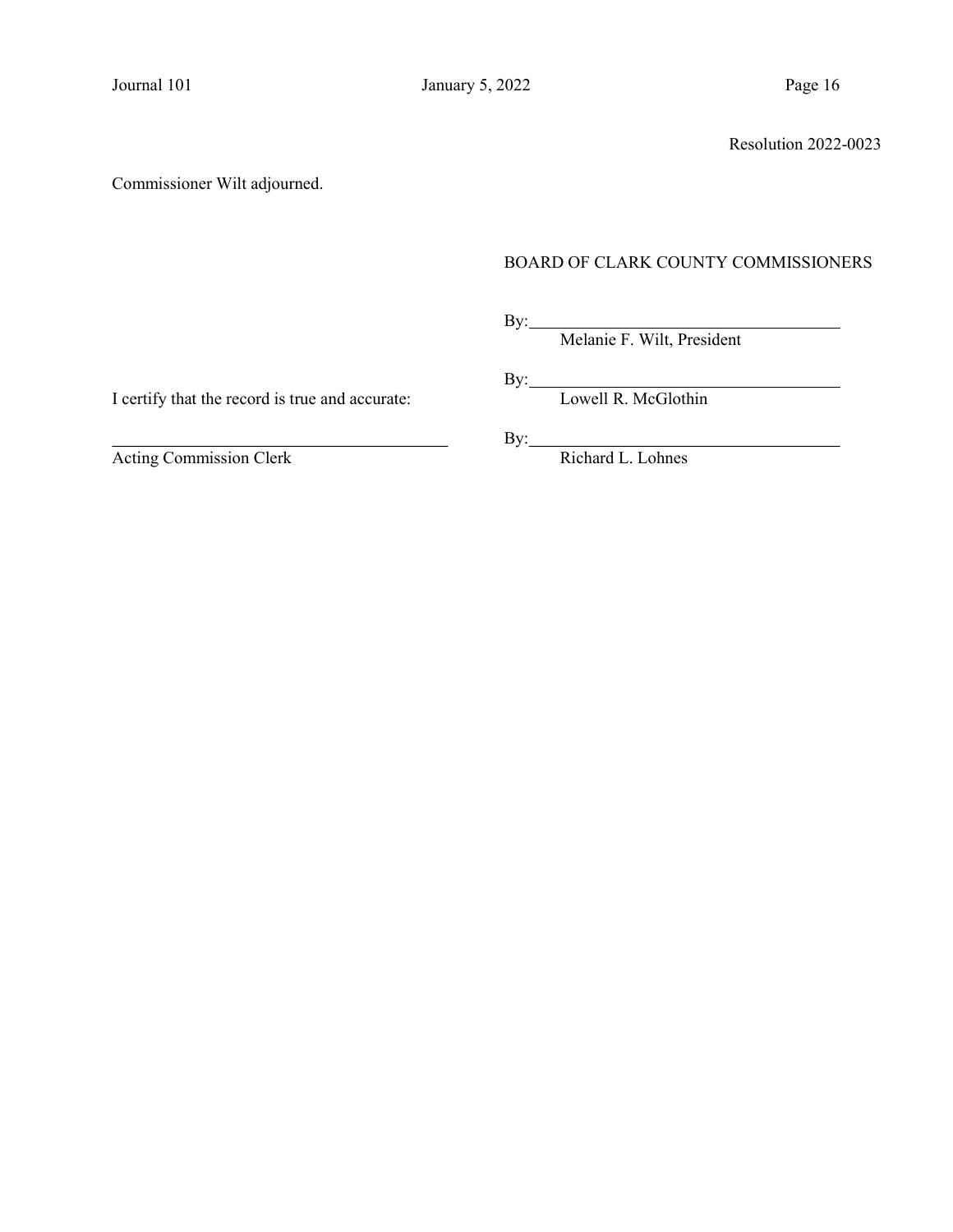Resolution 2022-0023

Commissioner Wilt adjourned.

BOARD OF CLARK COUNTY COMMISSIONERS

By:\_\_\_\_\_\_\_\_\_\_\_\_\_\_\_\_\_\_\_\_\_\_\_\_\_\_\_\_\_\_\_\_\_\_\_\_
Melanie F. Wilt, President

By:\_\_\_\_\_\_\_\_\_\_\_\_\_\_\_\_\_\_\_\_\_\_\_\_\_\_\_\_\_\_\_\_\_\_\_\_
Lowell R. McGlothin

By:\_\_\_\_\_\_\_\_\_\_\_\_\_\_\_\_\_\_\_\_\_\_\_\_\_\_\_\_\_\_\_\_\_\_\_\_
Richard L. Lohnes

I certify that the record is true and accurate:

\_\_\_\_\_\_\_\_\_\_\_\_\_\_\_\_\_\_\_\_\_\_\_\_\_\_\_\_\_\_\_\_\_\_\_\_\_\_
Acting Commission Clerk